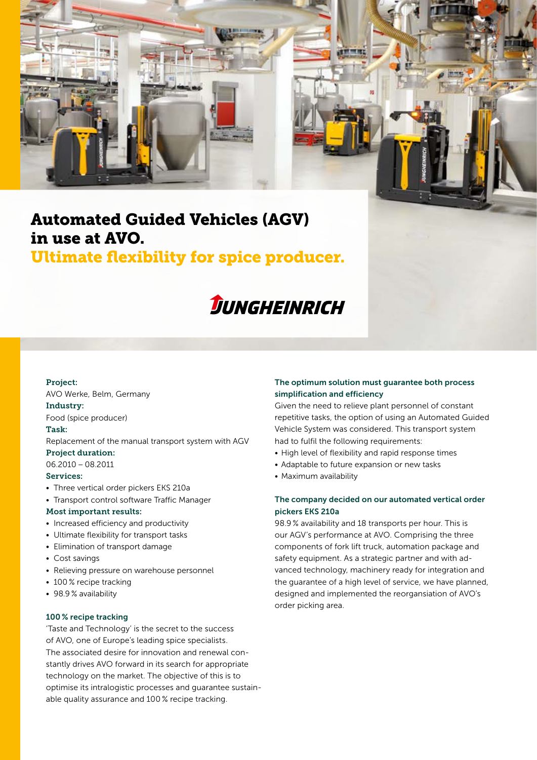# Automated Guided Vehicles (AGV) in use at AVO.

## Ultimate flexibility for spice producer.

JUNGHEINRICH

**Project:**
AVO Werke, Belm, Germany

**Industry:**
Food (spice producer)

**Task:**
Replacement of the manual transport system with AGV

**Project duration:**
06.2010 – 08.2011

**Services:**
- Three vertical order pickers EKS 210a
- Transport control software Traffic Manager

**Most important results:**
- Increased efficiency and productivity
- Ultimate flexibility for transport tasks
- Elimination of transport damage
- Cost savings
- Relieving pressure on warehouse personnel
- 100 % recipe tracking
- 98.9 % availability

### 100 % recipe tracking

'Taste and Technology' is the secret to the success of AVO, one of Europe's leading spice specialists. The associated desire for innovation and renewal constantly drives AVO forward in its search for appropriate technology on the market. The objective of this is to optimise its intralogistic processes and guarantee sustainable quality assurance and 100 % recipe tracking.

### The optimum solution must guarantee both process simplification and efficiency

Given the need to relieve plant personnel of constant repetitive tasks, the option of using an Automated Guided Vehicle System was considered. This transport system had to fulfil the following requirements:

- High level of flexibility and rapid response times
- Adaptable to future expansion or new tasks
- Maximum availability

### The company decided on our automated vertical order pickers EKS 210a

98.9 % availability and 18 transports per hour. This is our AGV's performance at AVO. Comprising the three components of fork lift truck, automation package and safety equipment. As a strategic partner and with advanced technology, machinery ready for integration and the guarantee of a high level of service, we have planned, designed and implemented the reorgansiation of AVO's order picking area.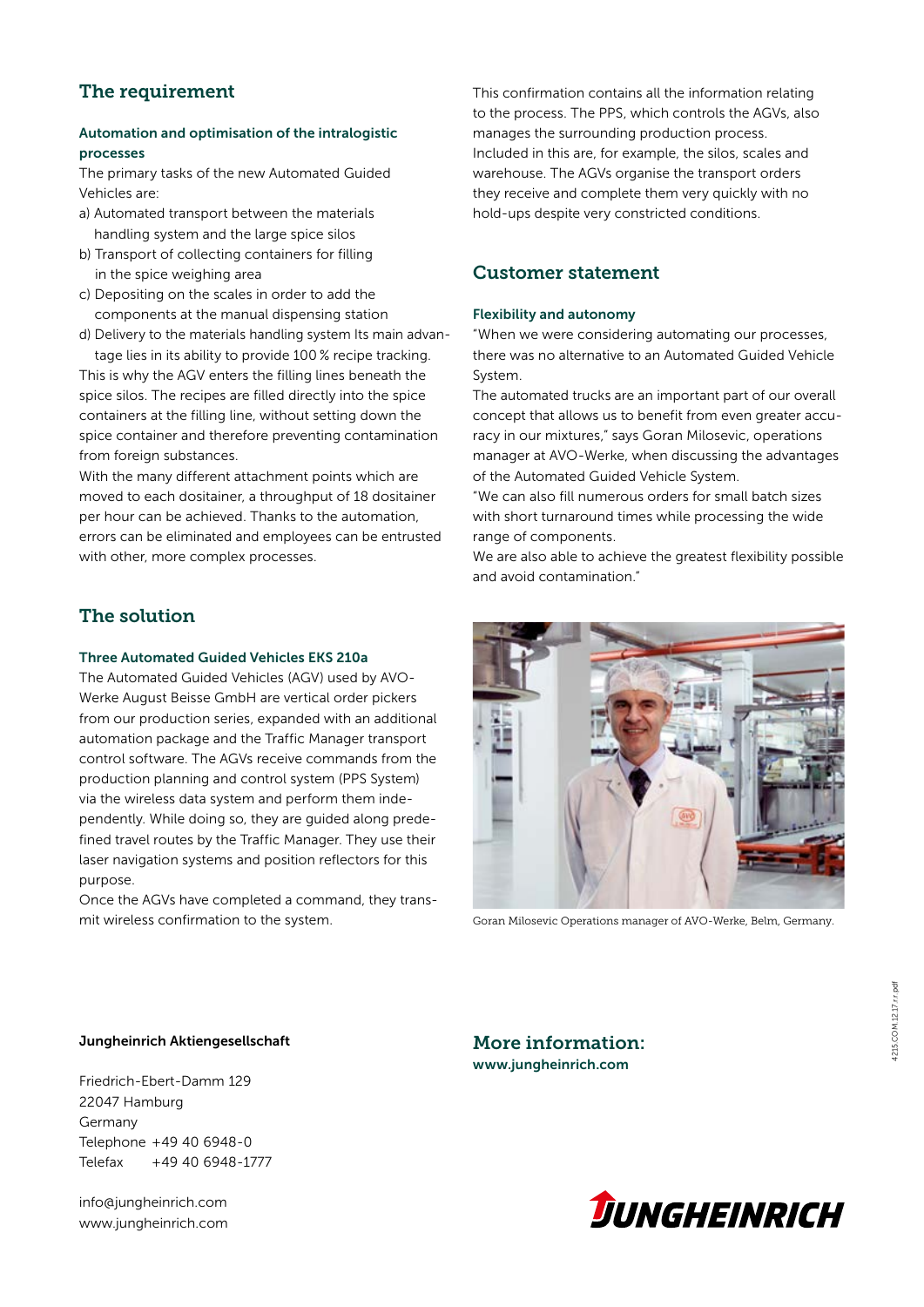## The requirement

### Automation and optimisation of the intralogistic processes

The primary tasks of the new Automated Guided Vehicles are:

a) Automated transport between the materials handling system and the large spice silos
b) Transport of collecting containers for filling in the spice weighing area
c) Depositing on the scales in order to add the components at the manual dispensing station
d) Delivery to the materials handling system Its main advantage lies in its ability to provide 100 % recipe tracking.

This is why the AGV enters the filling lines beneath the spice silos. The recipes are filled directly into the spice containers at the filling line, without setting down the spice container and therefore preventing contamination from foreign substances.

With the many different attachment points which are moved to each dositainer, a throughput of 18 dositainer per hour can be achieved. Thanks to the automation, errors can be eliminated and employees can be entrusted with other, more complex processes.

## The solution

### Three Automated Guided Vehicles EKS 210a

The Automated Guided Vehicles (AGV) used by AVO-Werke August Beisse GmbH are vertical order pickers from our production series, expanded with an additional automation package and the Traffic Manager transport control software. The AGVs receive commands from the production planning and control system (PPS System) via the wireless data system and perform them independently. While doing so, they are guided along predefined travel routes by the Traffic Manager. They use their laser navigation systems and position reflectors for this purpose.

Once the AGVs have completed a command, they transmit wireless confirmation to the system.

This confirmation contains all the information relating to the process. The PPS, which controls the AGVs, also manages the surrounding production process. Included in this are, for example, the silos, scales and warehouse. The AGVs organise the transport orders they receive and complete them very quickly with no hold-ups despite very constricted conditions.

## Customer statement

### Flexibility and autonomy

"When we were considering automating our processes, there was no alternative to an Automated Guided Vehicle System.

The automated trucks are an important part of our overall concept that allows us to benefit from even greater accuracy in our mixtures," says Goran Milosevic, operations manager at AVO-Werke, when discussing the advantages of the Automated Guided Vehicle System.

"We can also fill numerous orders for small batch sizes with short turnaround times while processing the wide range of components.

We are also able to achieve the greatest flexibility possible and avoid contamination."

Goran Milosevic Operations manager of AVO-Werke, Belm, Germany.

**Jungheinrich Aktiengesellschaft**

Friedrich-Ebert-Damm 129
22047 Hamburg
Germany
Telephone +49 40 6948-0
Telefax +49 40 6948-1777

info@jungheinrich.com
www.jungheinrich.com

## More information:

**www.jungheinrich.com**

JUNGHEINRICH

4215.COM.12.17.r.r.pdf